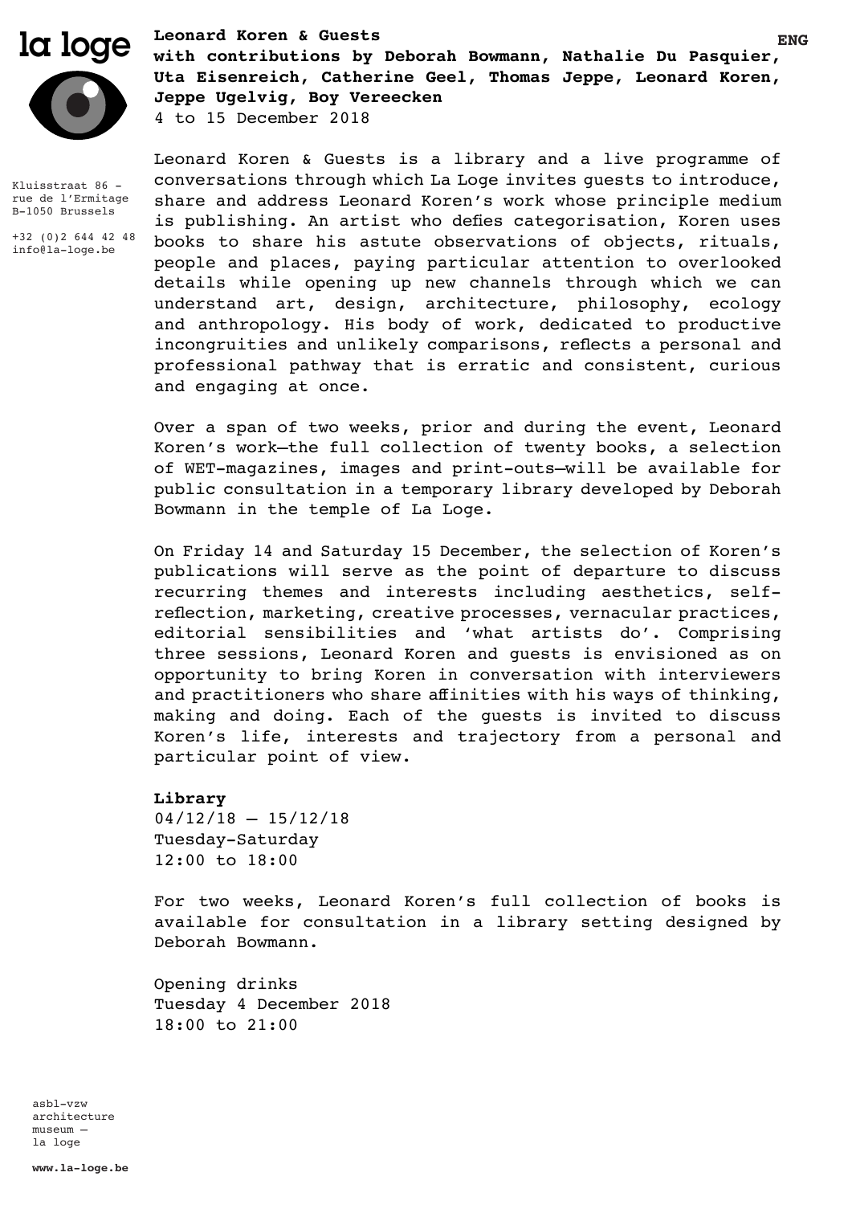la loge

**ENG**

**Leonard Koren & Guests**
**with contributions by Deborah Bowmann, Nathalie Du Pasquier, Uta Eisenreich, Catherine Geel, Thomas Jeppe, Leonard Koren, Jeppe Ugelvig, Boy Vereecken**
4 to 15 December 2018

Kluisstraat 86 -
rue de l'Ermitage
B-1050 Brussels

+32 (0)2 644 42 48
info@la-loge.be

Leonard Koren & Guests is a library and a live programme of conversations through which La Loge invites guests to introduce, share and address Leonard Koren's work whose principle medium is publishing. An artist who defies categorisation, Koren uses books to share his astute observations of objects, rituals, people and places, paying particular attention to overlooked details while opening up new channels through which we can understand art, design, architecture, philosophy, ecology and anthropology. His body of work, dedicated to productive incongruities and unlikely comparisons, reflects a personal and professional pathway that is erratic and consistent, curious and engaging at once.

Over a span of two weeks, prior and during the event, Leonard Koren's work—the full collection of twenty books, a selection of WET-magazines, images and print-outs—will be available for public consultation in a temporary library developed by Deborah Bowmann in the temple of La Loge.

On Friday 14 and Saturday 15 December, the selection of Koren's publications will serve as the point of departure to discuss recurring themes and interests including aesthetics, self-reflection, marketing, creative processes, vernacular practices, editorial sensibilities and 'what artists do'. Comprising three sessions, Leonard Koren and guests is envisioned as on opportunity to bring Koren in conversation with interviewers and practitioners who share affinities with his ways of thinking, making and doing. Each of the guests is invited to discuss Koren's life, interests and trajectory from a personal and particular point of view.

**Library**
04/12/18 – 15/12/18
Tuesday-Saturday
12:00 to 18:00

For two weeks, Leonard Koren's full collection of books is available for consultation in a library setting designed by Deborah Bowmann.

Opening drinks
Tuesday 4 December 2018
18:00 to 21:00

asbl-vzw
architecture
museum —
la loge

**www.la-loge.be**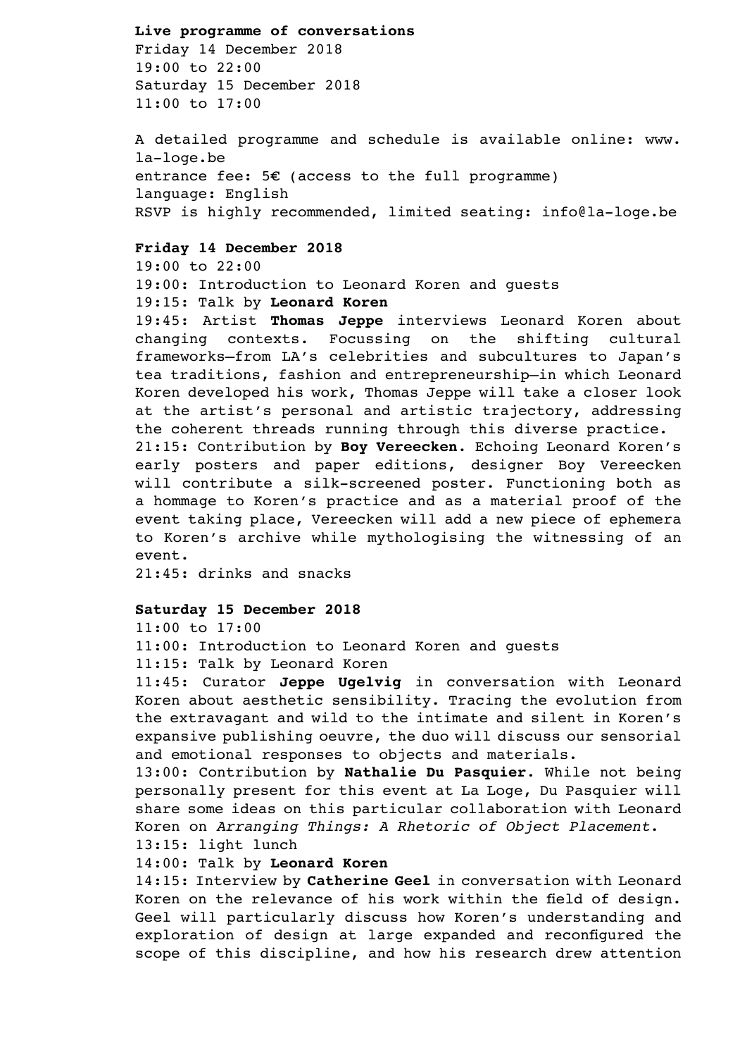**Live programme of conversations**
Friday 14 December 2018
19:00 to 22:00
Saturday 15 December 2018
11:00 to 17:00

A detailed programme and schedule is available online: www.la-loge.be
entrance fee: 5€ (access to the full programme)
language: English
RSVP is highly recommended, limited seating: info@la-loge.be

**Friday 14 December 2018**
19:00 to 22:00
19:00: Introduction to Leonard Koren and guests
19:15: Talk by **Leonard Koren**
19:45: Artist **Thomas Jeppe** interviews Leonard Koren about changing contexts. Focussing on the shifting cultural frameworks—from LA's celebrities and subcultures to Japan's tea traditions, fashion and entrepreneurship—in which Leonard Koren developed his work, Thomas Jeppe will take a closer look at the artist's personal and artistic trajectory, addressing the coherent threads running through this diverse practice.
21:15: Contribution by **Boy Vereecken**. Echoing Leonard Koren's early posters and paper editions, designer Boy Vereecken will contribute a silk-screened poster. Functioning both as a hommage to Koren's practice and as a material proof of the event taking place, Vereecken will add a new piece of ephemera to Koren's archive while mythologising the witnessing of an event.
21:45: drinks and snacks

**Saturday 15 December 2018**
11:00 to 17:00
11:00: Introduction to Leonard Koren and guests
11:15: Talk by Leonard Koren
11:45: Curator **Jeppe Ugelvig** in conversation with Leonard Koren about aesthetic sensibility. Tracing the evolution from the extravagant and wild to the intimate and silent in Koren's expansive publishing oeuvre, the duo will discuss our sensorial and emotional responses to objects and materials.
13:00: Contribution by **Nathalie Du Pasquier**. While not being personally present for this event at La Loge, Du Pasquier will share some ideas on this particular collaboration with Leonard Koren on *Arranging Things: A Rhetoric of Object Placement*.
13:15: light lunch
14:00: Talk by **Leonard Koren**
14:15: Interview by **Catherine Geel** in conversation with Leonard Koren on the relevance of his work within the field of design. Geel will particularly discuss how Koren's understanding and exploration of design at large expanded and reconfigured the scope of this discipline, and how his research drew attention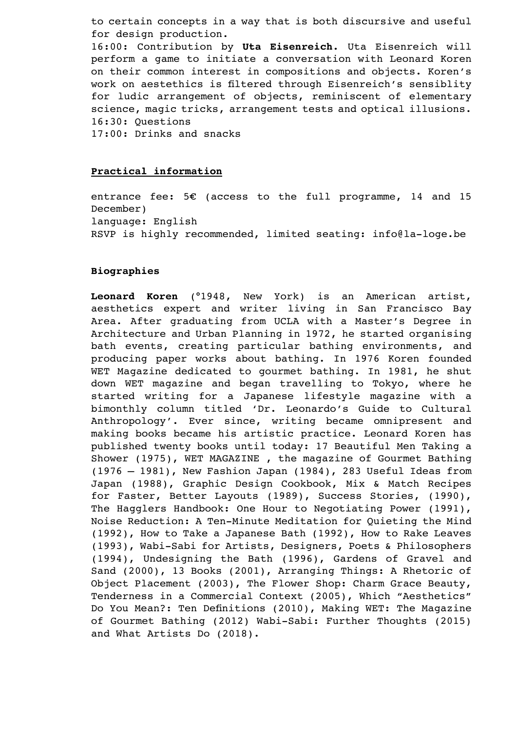to certain concepts in a way that is both discursive and useful for design production.

16:00: Contribution by **Uta Eisenreich.** Uta Eisenreich will perform a game to initiate a conversation with Leonard Koren on their common interest in compositions and objects. Koren's work on aestethics is filtered through Eisenreich's sensiblity for ludic arrangement of objects, reminiscent of elementary science, magic tricks, arrangement tests and optical illusions.

16:30: Questions

17:00: Drinks and snacks

## Practical information

entrance fee: 5€ (access to the full programme, 14 and 15 December)

language: English

RSVP is highly recommended, limited seating: info@la-loge.be

## Biographies

**Leonard Koren** (°1948, New York) is an American artist, aesthetics expert and writer living in San Francisco Bay Area. After graduating from UCLA with a Master's Degree in Architecture and Urban Planning in 1972, he started organising bath events, creating particular bathing environments, and producing paper works about bathing. In 1976 Koren founded WET Magazine dedicated to gourmet bathing. In 1981, he shut down WET magazine and began travelling to Tokyo, where he started writing for a Japanese lifestyle magazine with a bimonthly column titled 'Dr. Leonardo's Guide to Cultural Anthropology'. Ever since, writing became omnipresent and making books became his artistic practice. Leonard Koren has published twenty books until today: 17 Beautiful Men Taking a Shower (1975), WET MAGAZINE , the magazine of Gourmet Bathing (1976 – 1981), New Fashion Japan (1984), 283 Useful Ideas from Japan (1988), Graphic Design Cookbook, Mix & Match Recipes for Faster, Better Layouts (1989), Success Stories, (1990), The Hagglers Handbook: One Hour to Negotiating Power (1991), Noise Reduction: A Ten-Minute Meditation for Quieting the Mind (1992), How to Take a Japanese Bath (1992), How to Rake Leaves (1993), Wabi-Sabi for Artists, Designers, Poets & Philosophers (1994), Undesigning the Bath (1996), Gardens of Gravel and Sand (2000), 13 Books (2001), Arranging Things: A Rhetoric of Object Placement (2003), The Flower Shop: Charm Grace Beauty, Tenderness in a Commercial Context (2005), Which "Aesthetics" Do You Mean?: Ten Definitions (2010), Making WET: The Magazine of Gourmet Bathing (2012) Wabi-Sabi: Further Thoughts (2015) and What Artists Do (2018).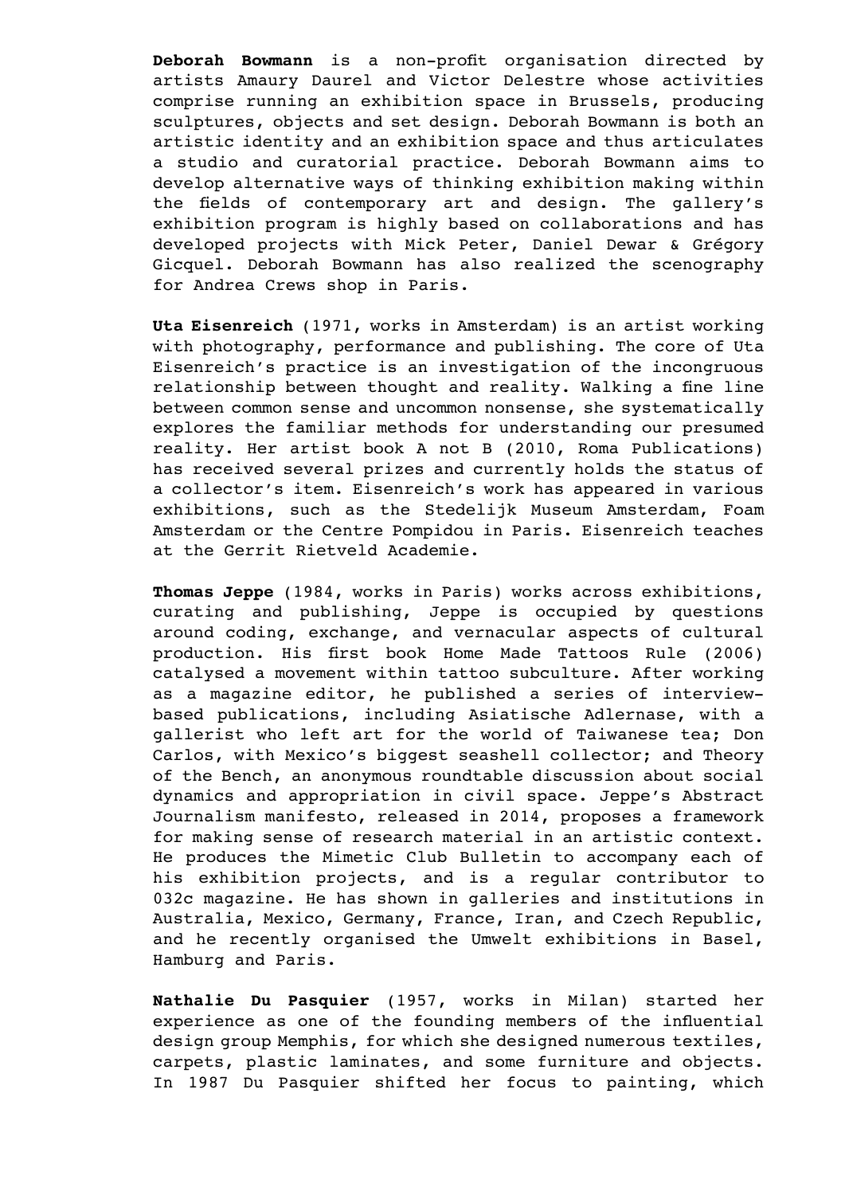**Deborah Bowmann** is a non-profit organisation directed by artists Amaury Daurel and Victor Delestre whose activities comprise running an exhibition space in Brussels, producing sculptures, objects and set design. Deborah Bowmann is both an artistic identity and an exhibition space and thus articulates a studio and curatorial practice. Deborah Bowmann aims to develop alternative ways of thinking exhibition making within the fields of contemporary art and design. The gallery's exhibition program is highly based on collaborations and has developed projects with Mick Peter, Daniel Dewar & Grégory Gicquel. Deborah Bowmann has also realized the scenography for Andrea Crews shop in Paris.

**Uta Eisenreich** (1971, works in Amsterdam) is an artist working with photography, performance and publishing. The core of Uta Eisenreich's practice is an investigation of the incongruous relationship between thought and reality. Walking a fine line between common sense and uncommon nonsense, she systematically explores the familiar methods for understanding our presumed reality. Her artist book A not B (2010, Roma Publications) has received several prizes and currently holds the status of a collector's item. Eisenreich's work has appeared in various exhibitions, such as the Stedelijk Museum Amsterdam, Foam Amsterdam or the Centre Pompidou in Paris. Eisenreich teaches at the Gerrit Rietveld Academie.

**Thomas Jeppe** (1984, works in Paris) works across exhibitions, curating and publishing, Jeppe is occupied by questions around coding, exchange, and vernacular aspects of cultural production. His first book Home Made Tattoos Rule (2006) catalysed a movement within tattoo subculture. After working as a magazine editor, he published a series of interview-based publications, including Asiatische Adlernase, with a gallerist who left art for the world of Taiwanese tea; Don Carlos, with Mexico's biggest seashell collector; and Theory of the Bench, an anonymous roundtable discussion about social dynamics and appropriation in civil space. Jeppe's Abstract Journalism manifesto, released in 2014, proposes a framework for making sense of research material in an artistic context. He produces the Mimetic Club Bulletin to accompany each of his exhibition projects, and is a regular contributor to 032c magazine. He has shown in galleries and institutions in Australia, Mexico, Germany, France, Iran, and Czech Republic, and he recently organised the Umwelt exhibitions in Basel, Hamburg and Paris.

**Nathalie Du Pasquier** (1957, works in Milan) started her experience as one of the founding members of the influential design group Memphis, for which she designed numerous textiles, carpets, plastic laminates, and some furniture and objects. In 1987 Du Pasquier shifted her focus to painting, which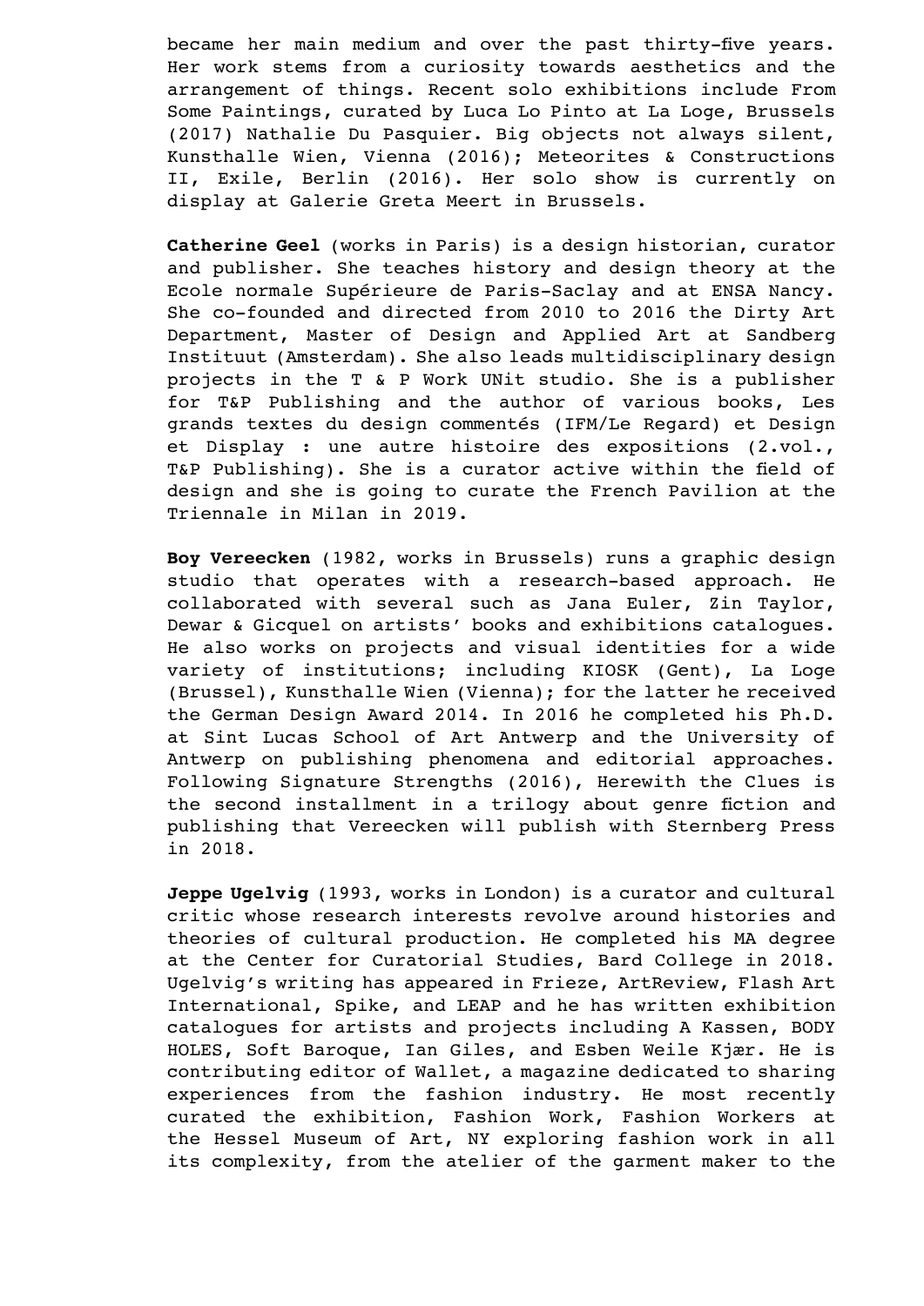became her main medium and over the past thirty-five years. Her work stems from a curiosity towards aesthetics and the arrangement of things. Recent solo exhibitions include From Some Paintings, curated by Luca Lo Pinto at La Loge, Brussels (2017) Nathalie Du Pasquier. Big objects not always silent, Kunsthalle Wien, Vienna (2016); Meteorites & Constructions II, Exile, Berlin (2016). Her solo show is currently on display at Galerie Greta Meert in Brussels.

**Catherine Geel** (works in Paris) is a design historian, curator and publisher. She teaches history and design theory at the Ecole normale Supérieure de Paris-Saclay and at ENSA Nancy. She co-founded and directed from 2010 to 2016 the Dirty Art Department, Master of Design and Applied Art at Sandberg Instituut (Amsterdam). She also leads multidisciplinary design projects in the T & P Work UNit studio. She is a publisher for T&P Publishing and the author of various books, Les grands textes du design commentés (IFM/Le Regard) et Design et Display : une autre histoire des expositions (2.vol., T&P Publishing). She is a curator active within the field of design and she is going to curate the French Pavilion at the Triennale in Milan in 2019.

**Boy Vereecken** (1982, works in Brussels) runs a graphic design studio that operates with a research-based approach. He collaborated with several such as Jana Euler, Zin Taylor, Dewar & Gicquel on artists' books and exhibitions catalogues. He also works on projects and visual identities for a wide variety of institutions; including KIOSK (Gent), La Loge (Brussel), Kunsthalle Wien (Vienna); for the latter he received the German Design Award 2014. In 2016 he completed his Ph.D. at Sint Lucas School of Art Antwerp and the University of Antwerp on publishing phenomena and editorial approaches. Following Signature Strengths (2016), Herewith the Clues is the second installment in a trilogy about genre fiction and publishing that Vereecken will publish with Sternberg Press in 2018.

**Jeppe Ugelvig** (1993, works in London) is a curator and cultural critic whose research interests revolve around histories and theories of cultural production. He completed his MA degree at the Center for Curatorial Studies, Bard College in 2018. Ugelvig's writing has appeared in Frieze, ArtReview, Flash Art International, Spike, and LEAP and he has written exhibition catalogues for artists and projects including A Kassen, BODY HOLES, Soft Baroque, Ian Giles, and Esben Weile Kjær. He is contributing editor of Wallet, a magazine dedicated to sharing experiences from the fashion industry. He most recently curated the exhibition, Fashion Work, Fashion Workers at the Hessel Museum of Art, NY exploring fashion work in all its complexity, from the atelier of the garment maker to the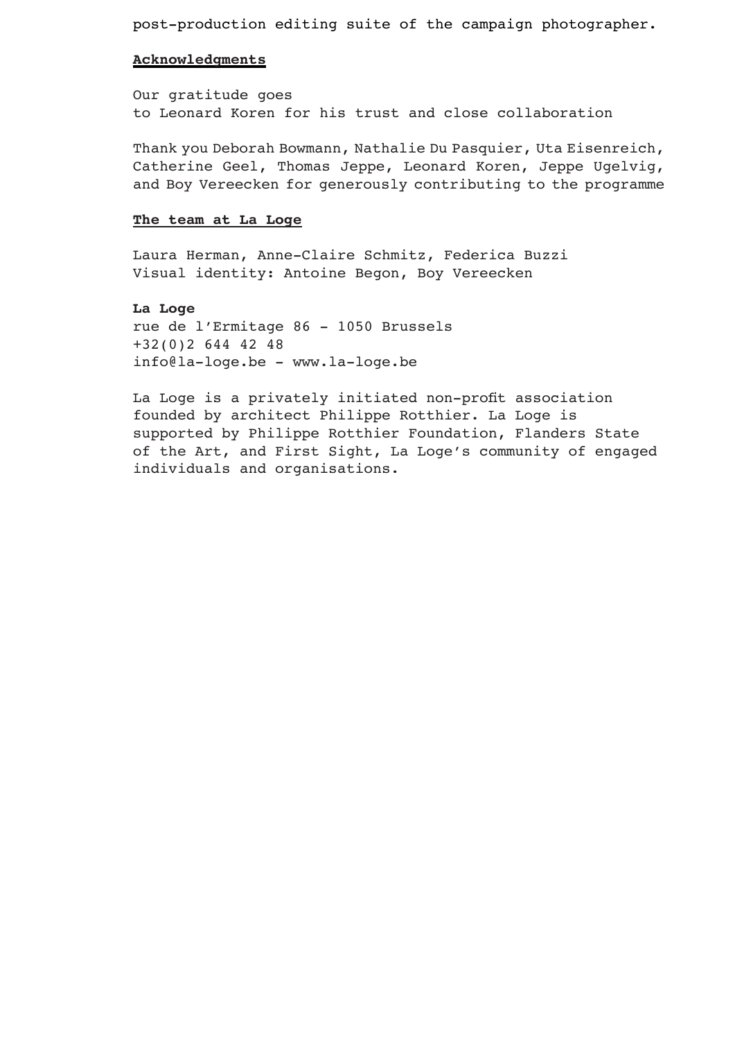post-production editing suite of the campaign photographer.

**Acknowledgments**

Our gratitude goes
to Leonard Koren for his trust and close collaboration

Thank you Deborah Bowmann, Nathalie Du Pasquier, Uta Eisenreich, Catherine Geel, Thomas Jeppe, Leonard Koren, Jeppe Ugelvig, and Boy Vereecken for generously contributing to the programme

**The team at La Loge**

Laura Herman, Anne-Claire Schmitz, Federica Buzzi
Visual identity: Antoine Begon, Boy Vereecken

**La Loge**
rue de l'Ermitage 86 - 1050 Brussels
+32(0)2 644 42 48
info@la-loge.be - www.la-loge.be

La Loge is a privately initiated non-profit association founded by architect Philippe Rotthier. La Loge is supported by Philippe Rotthier Foundation, Flanders State of the Art, and First Sight, La Loge's community of engaged individuals and organisations.